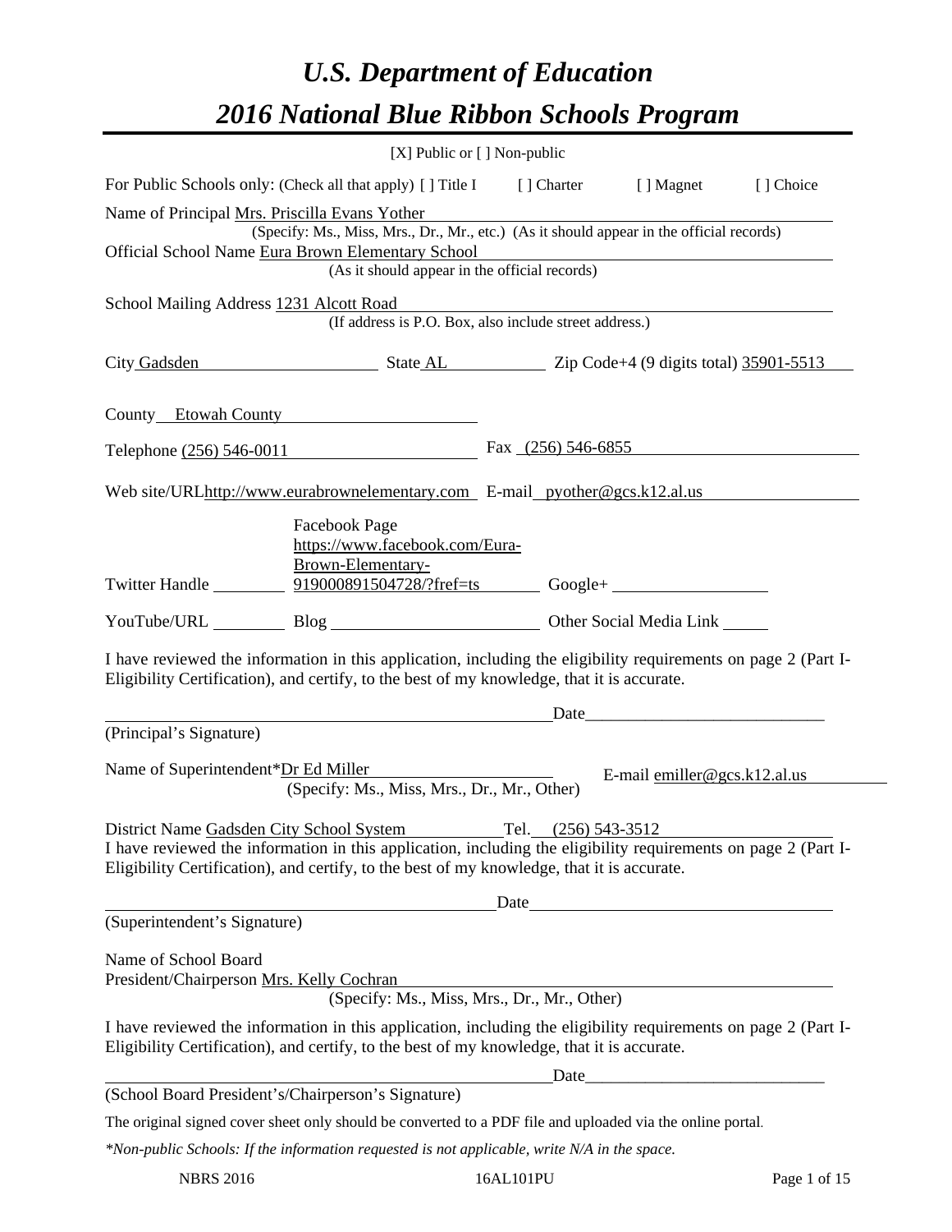# U.S. Department of Education

# 2016 National Blue Ribbon Schools Program

[X] Public or [ ] Non-public

For Public Schools only: (Check all that apply) [ ] Title I [ ] Charter [ ] Magnet [ ] Choice

Name of Principal Mrs. Priscilla Evans Yother
(Specify: Ms., Miss, Mrs., Dr., Mr., etc.) (As it should appear in the official records)

Official School Name Eura Brown Elementary School
(As it should appear in the official records)

School Mailing Address 1231 Alcott Road
(If address is P.O. Box, also include street address.)

City Gadsden State AL Zip Code+4 (9 digits total) 35901-5513

County Etowah County

Telephone (256) 546-0011 Fax (256) 546-6855

Web site/URL http://www.eurabrownelementary.com E-mail pyother@gcs.k12.al.us

Twitter Handle ______ Facebook Page https://www.facebook.com/Eura-Brown-Elementary-919000891504728/?fref=ts Google+ ______

YouTube/URL ______ Blog ______ Other Social Media Link ______

I have reviewed the information in this application, including the eligibility requirements on page 2 (Part I-Eligibility Certification), and certify, to the best of my knowledge, that it is accurate.

_________________________________________ Date___________________________
(Principal's Signature)

Name of Superintendent* Dr Ed Miller E-mail emiller@gcs.k12.al.us
(Specify: Ms., Miss, Mrs., Dr., Mr., Other)

District Name Gadsden City School System Tel. (256) 543-3512

I have reviewed the information in this application, including the eligibility requirements on page 2 (Part I-Eligibility Certification), and certify, to the best of my knowledge, that it is accurate.

_________________________________________ Date___________________________
(Superintendent's Signature)

Name of School Board
President/Chairperson Mrs. Kelly Cochran
(Specify: Ms., Miss, Mrs., Dr., Mr., Other)

I have reviewed the information in this application, including the eligibility requirements on page 2 (Part I-Eligibility Certification), and certify, to the best of my knowledge, that it is accurate.

_________________________________________ Date___________________________
(School Board President's/Chairperson's Signature)

The original signed cover sheet only should be converted to a PDF file and uploaded via the online portal.

*Non-public Schools: If the information requested is not applicable, write N/A in the space.*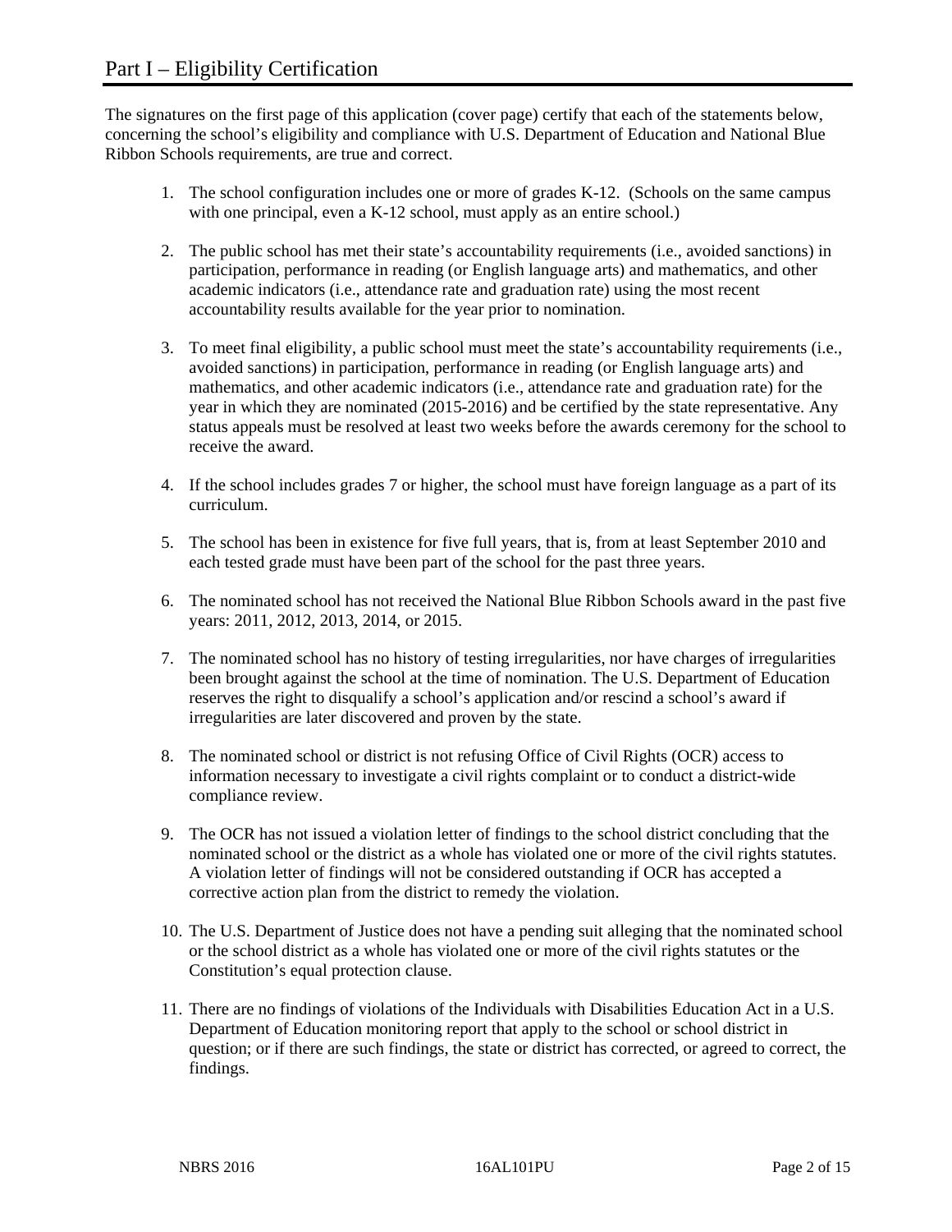# Part I – Eligibility Certification

The signatures on the first page of this application (cover page) certify that each of the statements below, concerning the school's eligibility and compliance with U.S. Department of Education and National Blue Ribbon Schools requirements, are true and correct.

1. The school configuration includes one or more of grades K-12. (Schools on the same campus with one principal, even a K-12 school, must apply as an entire school.)

2. The public school has met their state's accountability requirements (i.e., avoided sanctions) in participation, performance in reading (or English language arts) and mathematics, and other academic indicators (i.e., attendance rate and graduation rate) using the most recent accountability results available for the year prior to nomination.

3. To meet final eligibility, a public school must meet the state's accountability requirements (i.e., avoided sanctions) in participation, performance in reading (or English language arts) and mathematics, and other academic indicators (i.e., attendance rate and graduation rate) for the year in which they are nominated (2015-2016) and be certified by the state representative. Any status appeals must be resolved at least two weeks before the awards ceremony for the school to receive the award.

4. If the school includes grades 7 or higher, the school must have foreign language as a part of its curriculum.

5. The school has been in existence for five full years, that is, from at least September 2010 and each tested grade must have been part of the school for the past three years.

6. The nominated school has not received the National Blue Ribbon Schools award in the past five years: 2011, 2012, 2013, 2014, or 2015.

7. The nominated school has no history of testing irregularities, nor have charges of irregularities been brought against the school at the time of nomination. The U.S. Department of Education reserves the right to disqualify a school's application and/or rescind a school's award if irregularities are later discovered and proven by the state.

8. The nominated school or district is not refusing Office of Civil Rights (OCR) access to information necessary to investigate a civil rights complaint or to conduct a district-wide compliance review.

9. The OCR has not issued a violation letter of findings to the school district concluding that the nominated school or the district as a whole has violated one or more of the civil rights statutes. A violation letter of findings will not be considered outstanding if OCR has accepted a corrective action plan from the district to remedy the violation.

10. The U.S. Department of Justice does not have a pending suit alleging that the nominated school or the school district as a whole has violated one or more of the civil rights statutes or the Constitution's equal protection clause.

11. There are no findings of violations of the Individuals with Disabilities Education Act in a U.S. Department of Education monitoring report that apply to the school or school district in question; or if there are such findings, the state or district has corrected, or agreed to correct, the findings.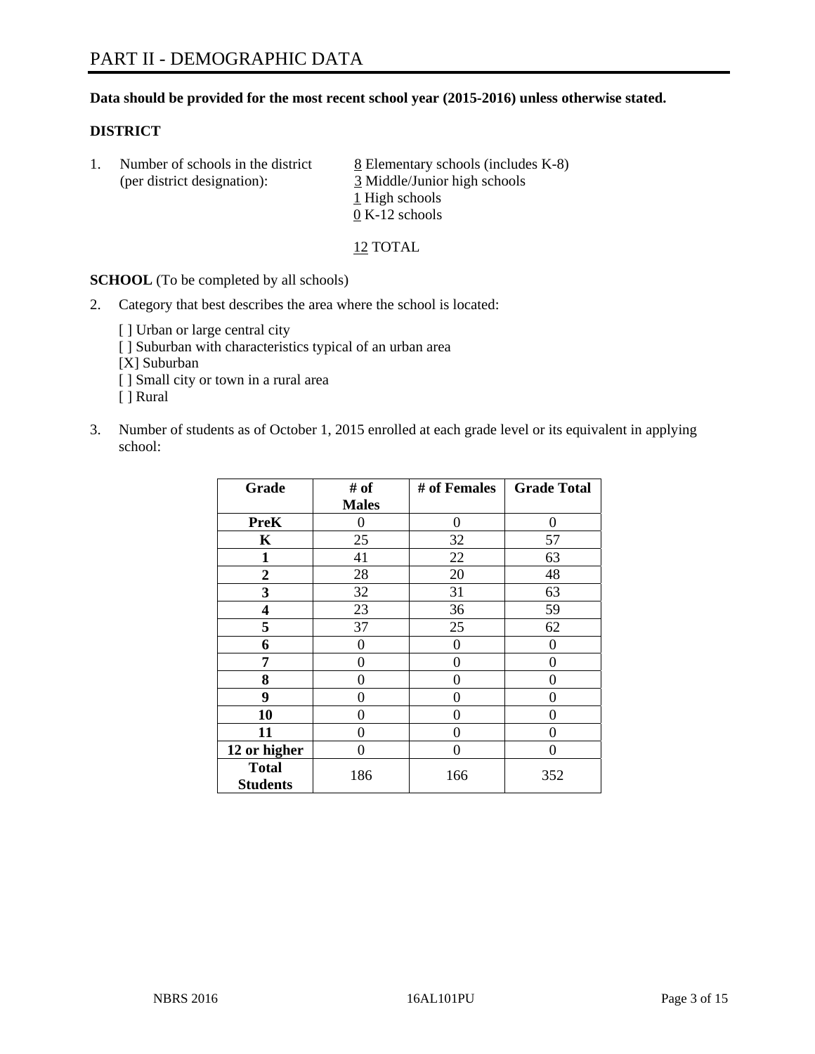# PART II - DEMOGRAPHIC DATA

**Data should be provided for the most recent school year (2015-2016) unless otherwise stated.**

**DISTRICT**

1. Number of schools in the district (per district designation):
   8 Elementary schools (includes K-8)
   3 Middle/Junior high schools
   1 High schools
   0 K-12 schools

   12 TOTAL

**SCHOOL** (To be completed by all schools)

2. Category that best describes the area where the school is located:

   [ ] Urban or large central city
   [ ] Suburban with characteristics typical of an urban area
   [X] Suburban
   [ ] Small city or town in a rural area
   [ ] Rural

3. Number of students as of October 1, 2015 enrolled at each grade level or its equivalent in applying school:

| Grade | # of Males | # of Females | Grade Total |
|---|---|---|---|
| **PreK** | 0 | 0 | 0 |
| **K** | 25 | 32 | 57 |
| **1** | 41 | 22 | 63 |
| **2** | 28 | 20 | 48 |
| **3** | 32 | 31 | 63 |
| **4** | 23 | 36 | 59 |
| **5** | 37 | 25 | 62 |
| **6** | 0 | 0 | 0 |
| **7** | 0 | 0 | 0 |
| **8** | 0 | 0 | 0 |
| **9** | 0 | 0 | 0 |
| **10** | 0 | 0 | 0 |
| **11** | 0 | 0 | 0 |
| **12 or higher** | 0 | 0 | 0 |
| **Total Students** | 186 | 166 | 352 |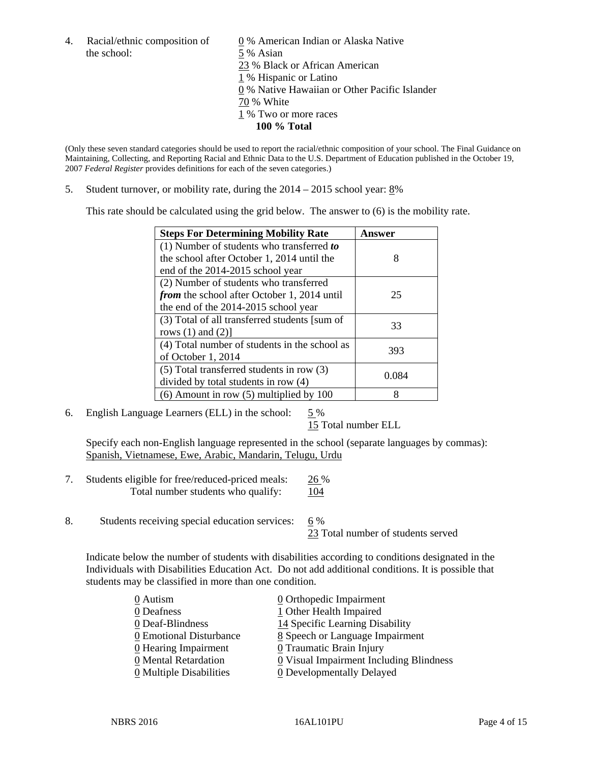4. Racial/ethnic composition of the school:

0 % American Indian or Alaska Native
5 % Asian
23 % Black or African American
1 % Hispanic or Latino
0 % Native Hawaiian or Other Pacific Islander
70 % White
1 % Two or more races
**100 % Total**

(Only these seven standard categories should be used to report the racial/ethnic composition of your school. The Final Guidance on Maintaining, Collecting, and Reporting Racial and Ethnic Data to the U.S. Department of Education published in the October 19, 2007 *Federal Register* provides definitions for each of the seven categories.)

5. Student turnover, or mobility rate, during the 2014 – 2015 school year: 8%

This rate should be calculated using the grid below. The answer to (6) is the mobility rate.

| **Steps For Determining Mobility Rate** | **Answer** |
|---|---|
| (1) Number of students who transferred ***to*** the school after October 1, 2014 until the end of the 2014-2015 school year | 8 |
| (2) Number of students who transferred ***from*** the school after October 1, 2014 until the end of the 2014-2015 school year | 25 |
| (3) Total of all transferred students [sum of rows (1) and (2)] | 33 |
| (4) Total number of students in the school as of October 1, 2014 | 393 |
| (5) Total transferred students in row (3) divided by total students in row (4) | 0.084 |
| (6) Amount in row (5) multiplied by 100 | 8 |

6. English Language Learners (ELL) in the school: 5 %
15 Total number ELL

Specify each non-English language represented in the school (separate languages by commas):
Spanish, Vietnamese, Ewe, Arabic, Mandarin, Telugu, Urdu

7. Students eligible for free/reduced-priced meals: 26 %
Total number students who qualify: 104

8. Students receiving special education services: 6 %
23 Total number of students served

Indicate below the number of students with disabilities according to conditions designated in the Individuals with Disabilities Education Act. Do not add additional conditions. It is possible that students may be classified in more than one condition.

0 Autism
0 Deafness
0 Deaf-Blindness
0 Emotional Disturbance
0 Hearing Impairment
0 Mental Retardation
0 Multiple Disabilities
0 Orthopedic Impairment
1 Other Health Impaired
14 Specific Learning Disability
8 Speech or Language Impairment
0 Traumatic Brain Injury
0 Visual Impairment Including Blindness
0 Developmentally Delayed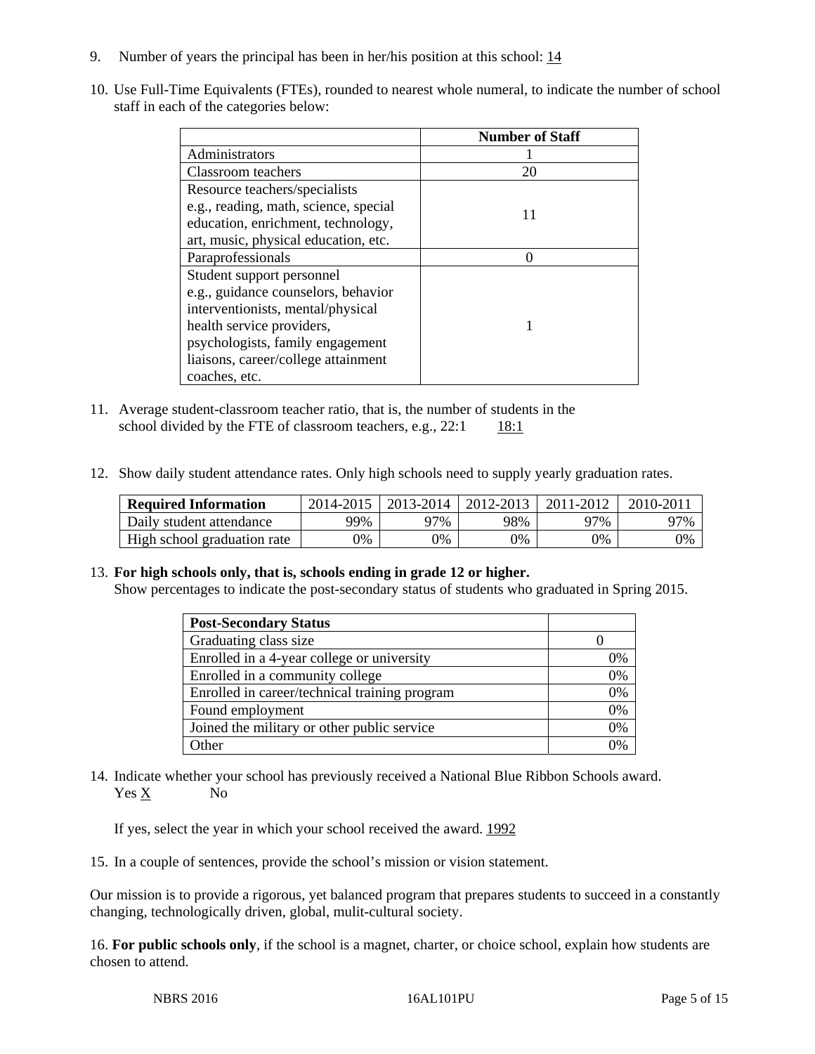9. Number of years the principal has been in her/his position at this school: 14

10. Use Full-Time Equivalents (FTEs), rounded to nearest whole numeral, to indicate the number of school staff in each of the categories below:

| | Number of Staff |
|---|---|
| Administrators | 1 |
| Classroom teachers | 20 |
| Resource teachers/specialists e.g., reading, math, science, special education, enrichment, technology, art, music, physical education, etc. | 11 |
| Paraprofessionals | 0 |
| Student support personnel e.g., guidance counselors, behavior interventionists, mental/physical health service providers, psychologists, family engagement liaisons, career/college attainment coaches, etc. | 1 |

11. Average student-classroom teacher ratio, that is, the number of students in the school divided by the FTE of classroom teachers, e.g., 22:1 18:1

12. Show daily student attendance rates. Only high schools need to supply yearly graduation rates.

| Required Information | 2014-2015 | 2013-2014 | 2012-2013 | 2011-2012 | 2010-2011 |
|---|---|---|---|---|---|
| Daily student attendance | 99% | 97% | 98% | 97% | 97% |
| High school graduation rate | 0% | 0% | 0% | 0% | 0% |

13. **For high schools only, that is, schools ending in grade 12 or higher.**
Show percentages to indicate the post-secondary status of students who graduated in Spring 2015.

| Post-Secondary Status | |
|---|---|
| Graduating class size | 0 |
| Enrolled in a 4-year college or university | 0% |
| Enrolled in a community college | 0% |
| Enrolled in career/technical training program | 0% |
| Found employment | 0% |
| Joined the military or other public service | 0% |
| Other | 0% |

14. Indicate whether your school has previously received a National Blue Ribbon Schools award.
Yes X No

If yes, select the year in which your school received the award. 1992

15. In a couple of sentences, provide the school's mission or vision statement.

Our mission is to provide a rigorous, yet balanced program that prepares students to succeed in a constantly changing, technologically driven, global, mulit-cultural society.

16. **For public schools only**, if the school is a magnet, charter, or choice school, explain how students are chosen to attend.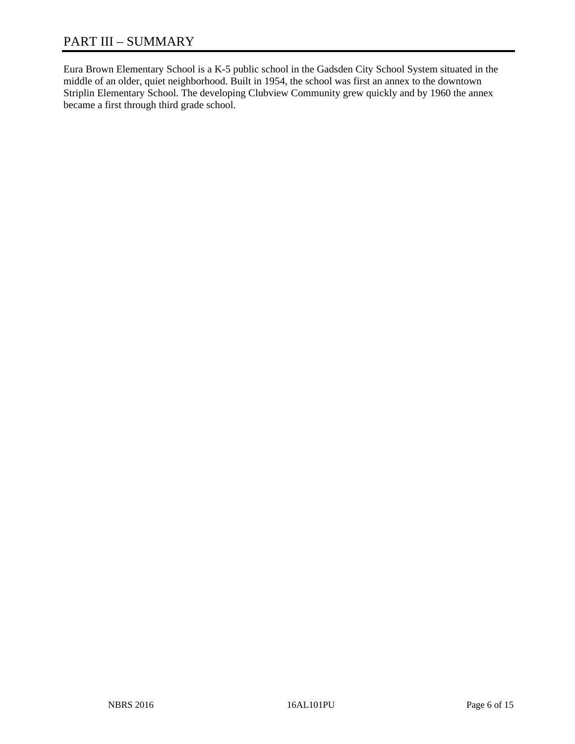# PART III – SUMMARY

Eura Brown Elementary School is a K-5 public school in the Gadsden City School System situated in the middle of an older, quiet neighborhood. Built in 1954, the school was first an annex to the downtown Striplin Elementary School. The developing Clubview Community grew quickly and by 1960 the annex became a first through third grade school.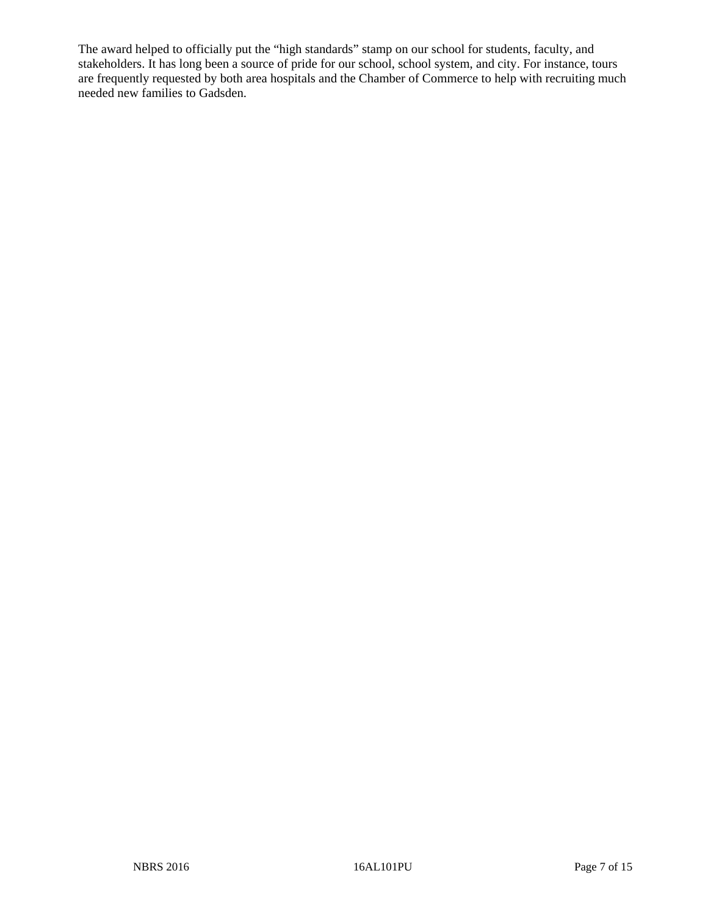The award helped to officially put the "high standards" stamp on our school for students, faculty, and stakeholders. It has long been a source of pride for our school, school system, and city. For instance, tours are frequently requested by both area hospitals and the Chamber of Commerce to help with recruiting much needed new families to Gadsden.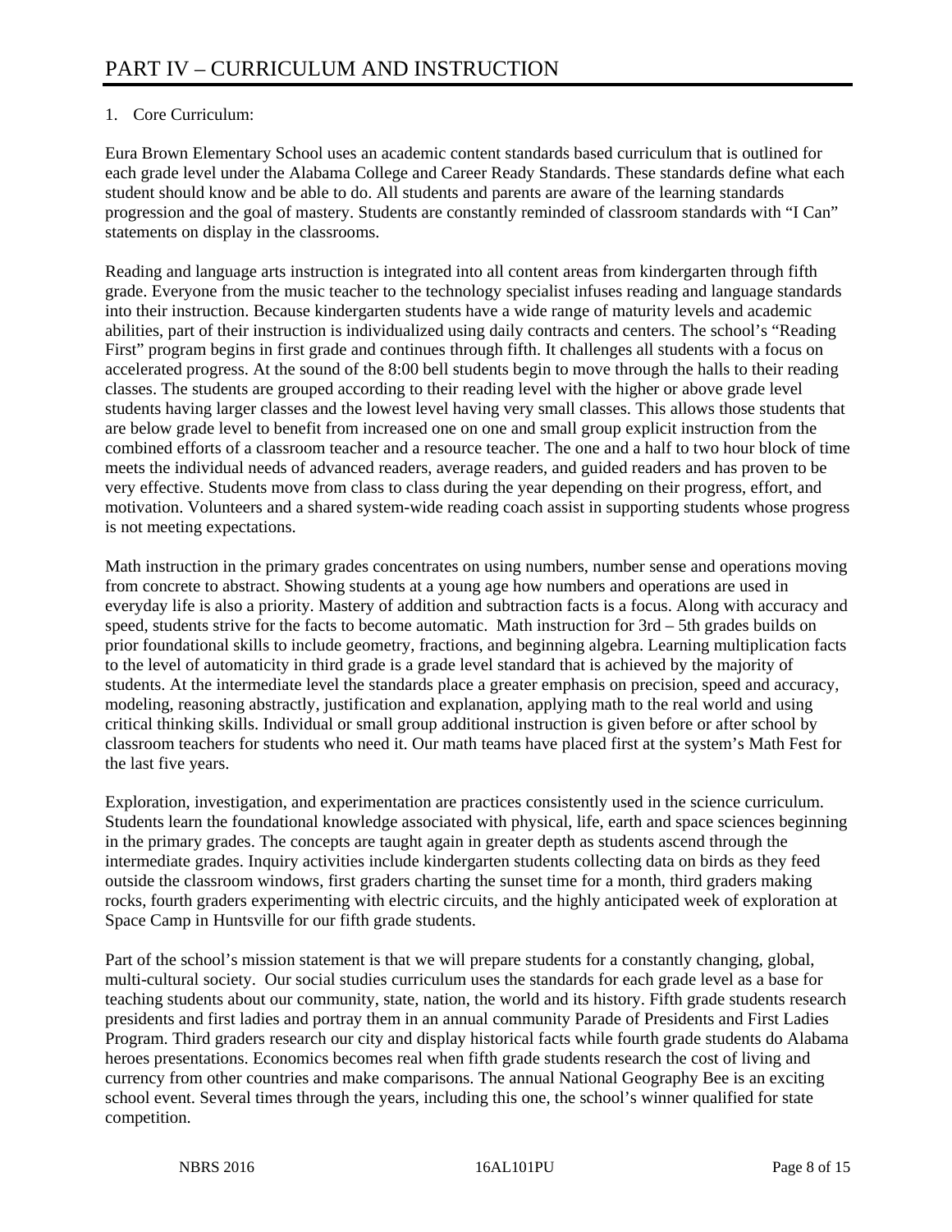# PART IV – CURRICULUM AND INSTRUCTION

1. Core Curriculum:

Eura Brown Elementary School uses an academic content standards based curriculum that is outlined for each grade level under the Alabama College and Career Ready Standards. These standards define what each student should know and be able to do. All students and parents are aware of the learning standards progression and the goal of mastery. Students are constantly reminded of classroom standards with "I Can" statements on display in the classrooms.

Reading and language arts instruction is integrated into all content areas from kindergarten through fifth grade. Everyone from the music teacher to the technology specialist infuses reading and language standards into their instruction. Because kindergarten students have a wide range of maturity levels and academic abilities, part of their instruction is individualized using daily contracts and centers. The school's "Reading First" program begins in first grade and continues through fifth. It challenges all students with a focus on accelerated progress. At the sound of the 8:00 bell students begin to move through the halls to their reading classes. The students are grouped according to their reading level with the higher or above grade level students having larger classes and the lowest level having very small classes. This allows those students that are below grade level to benefit from increased one on one and small group explicit instruction from the combined efforts of a classroom teacher and a resource teacher. The one and a half to two hour block of time meets the individual needs of advanced readers, average readers, and guided readers and has proven to be very effective. Students move from class to class during the year depending on their progress, effort, and motivation. Volunteers and a shared system-wide reading coach assist in supporting students whose progress is not meeting expectations.

Math instruction in the primary grades concentrates on using numbers, number sense and operations moving from concrete to abstract. Showing students at a young age how numbers and operations are used in everyday life is also a priority. Mastery of addition and subtraction facts is a focus. Along with accuracy and speed, students strive for the facts to become automatic. Math instruction for 3rd – 5th grades builds on prior foundational skills to include geometry, fractions, and beginning algebra. Learning multiplication facts to the level of automaticity in third grade is a grade level standard that is achieved by the majority of students. At the intermediate level the standards place a greater emphasis on precision, speed and accuracy, modeling, reasoning abstractly, justification and explanation, applying math to the real world and using critical thinking skills. Individual or small group additional instruction is given before or after school by classroom teachers for students who need it. Our math teams have placed first at the system's Math Fest for the last five years.

Exploration, investigation, and experimentation are practices consistently used in the science curriculum. Students learn the foundational knowledge associated with physical, life, earth and space sciences beginning in the primary grades. The concepts are taught again in greater depth as students ascend through the intermediate grades. Inquiry activities include kindergarten students collecting data on birds as they feed outside the classroom windows, first graders charting the sunset time for a month, third graders making rocks, fourth graders experimenting with electric circuits, and the highly anticipated week of exploration at Space Camp in Huntsville for our fifth grade students.

Part of the school's mission statement is that we will prepare students for a constantly changing, global, multi-cultural society. Our social studies curriculum uses the standards for each grade level as a base for teaching students about our community, state, nation, the world and its history. Fifth grade students research presidents and first ladies and portray them in an annual community Parade of Presidents and First Ladies Program. Third graders research our city and display historical facts while fourth grade students do Alabama heroes presentations. Economics becomes real when fifth grade students research the cost of living and currency from other countries and make comparisons. The annual National Geography Bee is an exciting school event. Several times through the years, including this one, the school's winner qualified for state competition.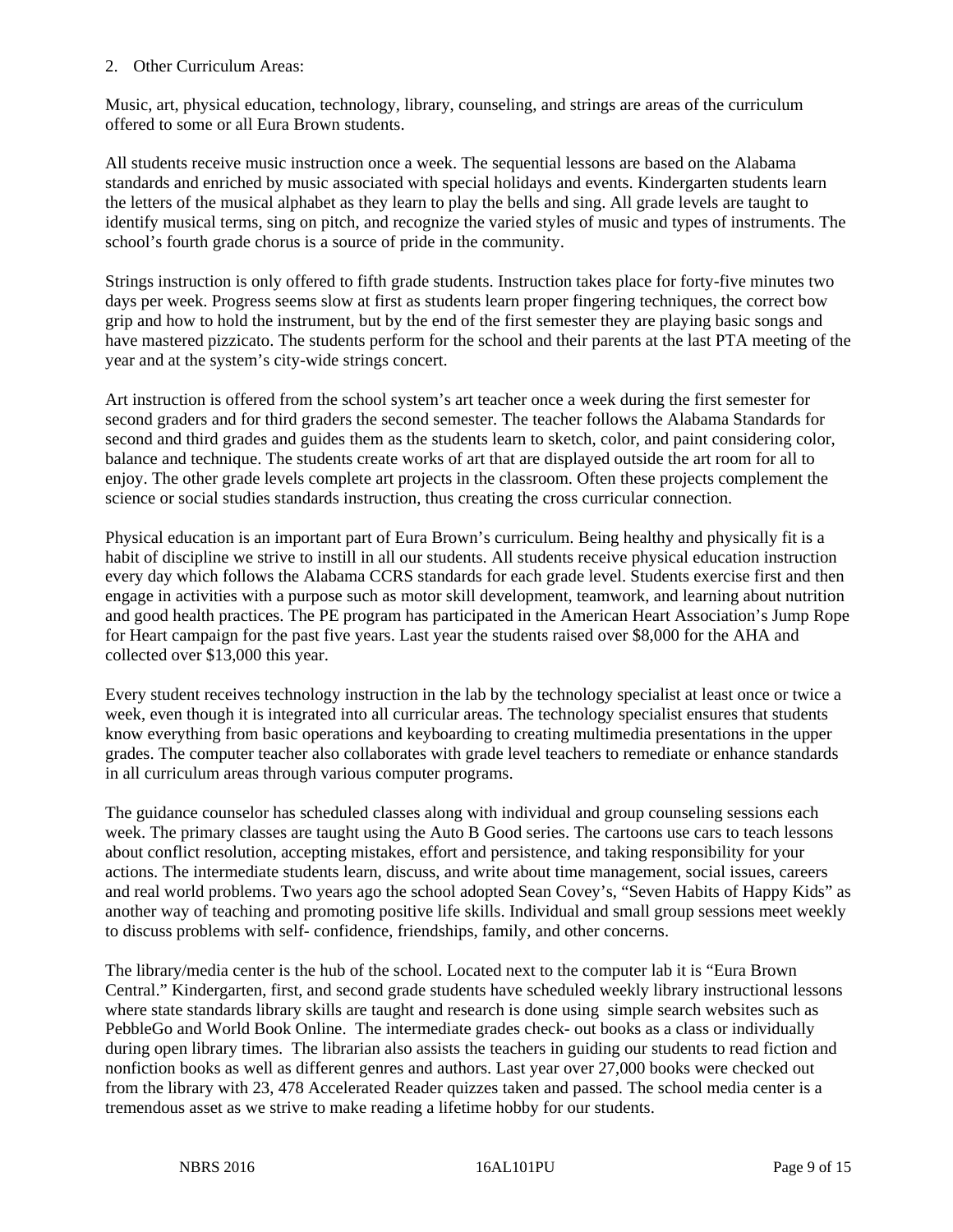2. Other Curriculum Areas:

Music, art, physical education, technology, library, counseling, and strings are areas of the curriculum offered to some or all Eura Brown students.

All students receive music instruction once a week. The sequential lessons are based on the Alabama standards and enriched by music associated with special holidays and events. Kindergarten students learn the letters of the musical alphabet as they learn to play the bells and sing. All grade levels are taught to identify musical terms, sing on pitch, and recognize the varied styles of music and types of instruments. The school's fourth grade chorus is a source of pride in the community.

Strings instruction is only offered to fifth grade students. Instruction takes place for forty-five minutes two days per week. Progress seems slow at first as students learn proper fingering techniques, the correct bow grip and how to hold the instrument, but by the end of the first semester they are playing basic songs and have mastered pizzicato. The students perform for the school and their parents at the last PTA meeting of the year and at the system's city-wide strings concert.

Art instruction is offered from the school system's art teacher once a week during the first semester for second graders and for third graders the second semester. The teacher follows the Alabama Standards for second and third grades and guides them as the students learn to sketch, color, and paint considering color, balance and technique. The students create works of art that are displayed outside the art room for all to enjoy. The other grade levels complete art projects in the classroom. Often these projects complement the science or social studies standards instruction, thus creating the cross curricular connection.

Physical education is an important part of Eura Brown's curriculum. Being healthy and physically fit is a habit of discipline we strive to instill in all our students. All students receive physical education instruction every day which follows the Alabama CCRS standards for each grade level. Students exercise first and then engage in activities with a purpose such as motor skill development, teamwork, and learning about nutrition and good health practices. The PE program has participated in the American Heart Association's Jump Rope for Heart campaign for the past five years. Last year the students raised over $8,000 for the AHA and collected over $13,000 this year.

Every student receives technology instruction in the lab by the technology specialist at least once or twice a week, even though it is integrated into all curricular areas. The technology specialist ensures that students know everything from basic operations and keyboarding to creating multimedia presentations in the upper grades. The computer teacher also collaborates with grade level teachers to remediate or enhance standards in all curriculum areas through various computer programs.

The guidance counselor has scheduled classes along with individual and group counseling sessions each week. The primary classes are taught using the Auto B Good series. The cartoons use cars to teach lessons about conflict resolution, accepting mistakes, effort and persistence, and taking responsibility for your actions. The intermediate students learn, discuss, and write about time management, social issues, careers and real world problems. Two years ago the school adopted Sean Covey's, "Seven Habits of Happy Kids" as another way of teaching and promoting positive life skills. Individual and small group sessions meet weekly to discuss problems with self- confidence, friendships, family, and other concerns.

The library/media center is the hub of the school. Located next to the computer lab it is "Eura Brown Central." Kindergarten, first, and second grade students have scheduled weekly library instructional lessons where state standards library skills are taught and research is done using simple search websites such as PebbleGo and World Book Online. The intermediate grades check- out books as a class or individually during open library times. The librarian also assists the teachers in guiding our students to read fiction and nonfiction books as well as different genres and authors. Last year over 27,000 books were checked out from the library with 23, 478 Accelerated Reader quizzes taken and passed. The school media center is a tremendous asset as we strive to make reading a lifetime hobby for our students.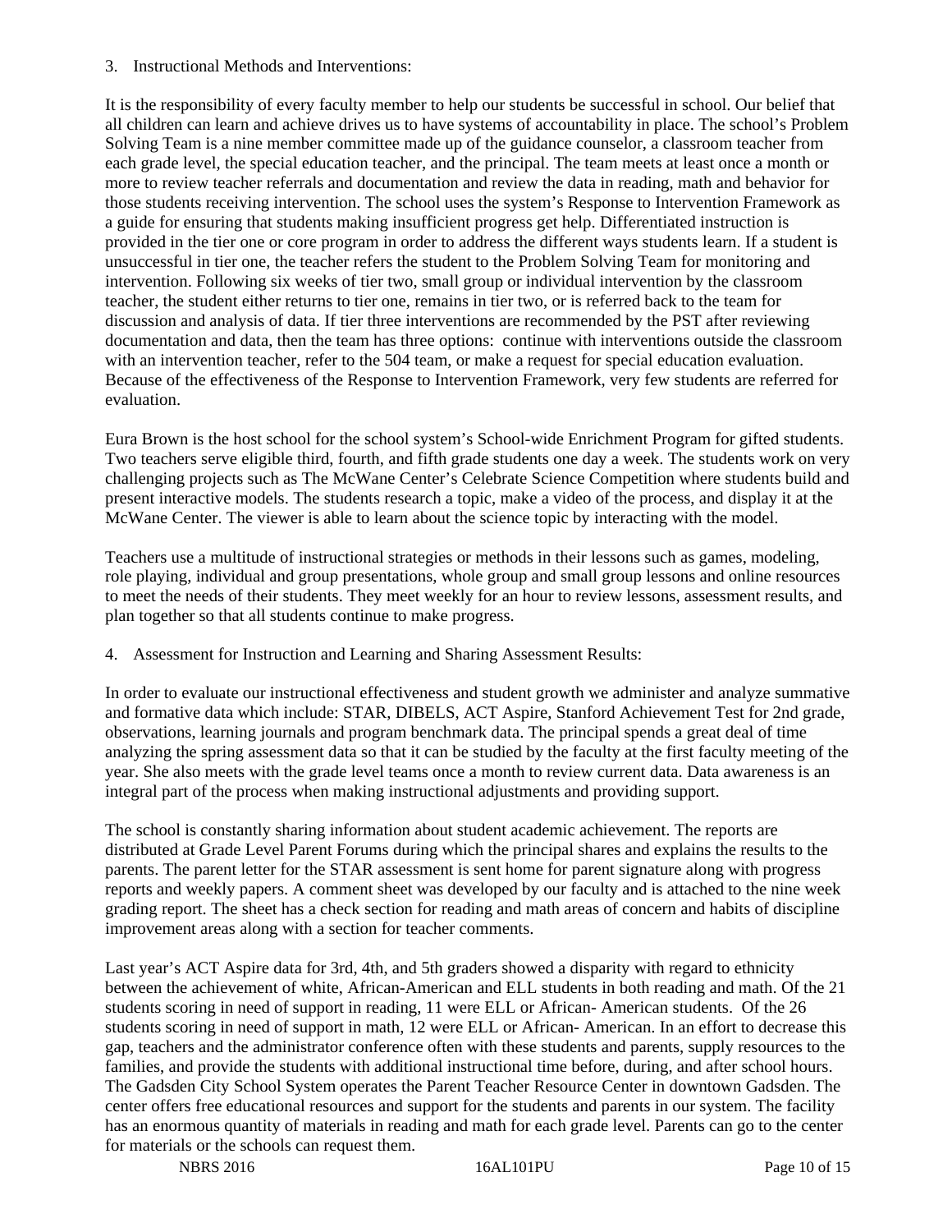3. Instructional Methods and Interventions:

It is the responsibility of every faculty member to help our students be successful in school. Our belief that all children can learn and achieve drives us to have systems of accountability in place. The school's Problem Solving Team is a nine member committee made up of the guidance counselor, a classroom teacher from each grade level, the special education teacher, and the principal. The team meets at least once a month or more to review teacher referrals and documentation and review the data in reading, math and behavior for those students receiving intervention. The school uses the system's Response to Intervention Framework as a guide for ensuring that students making insufficient progress get help. Differentiated instruction is provided in the tier one or core program in order to address the different ways students learn. If a student is unsuccessful in tier one, the teacher refers the student to the Problem Solving Team for monitoring and intervention. Following six weeks of tier two, small group or individual intervention by the classroom teacher, the student either returns to tier one, remains in tier two, or is referred back to the team for discussion and analysis of data. If tier three interventions are recommended by the PST after reviewing documentation and data, then the team has three options: continue with interventions outside the classroom with an intervention teacher, refer to the 504 team, or make a request for special education evaluation. Because of the effectiveness of the Response to Intervention Framework, very few students are referred for evaluation.

Eura Brown is the host school for the school system's School-wide Enrichment Program for gifted students. Two teachers serve eligible third, fourth, and fifth grade students one day a week. The students work on very challenging projects such as The McWane Center's Celebrate Science Competition where students build and present interactive models. The students research a topic, make a video of the process, and display it at the McWane Center. The viewer is able to learn about the science topic by interacting with the model.

Teachers use a multitude of instructional strategies or methods in their lessons such as games, modeling, role playing, individual and group presentations, whole group and small group lessons and online resources to meet the needs of their students. They meet weekly for an hour to review lessons, assessment results, and plan together so that all students continue to make progress.

4. Assessment for Instruction and Learning and Sharing Assessment Results:

In order to evaluate our instructional effectiveness and student growth we administer and analyze summative and formative data which include: STAR, DIBELS, ACT Aspire, Stanford Achievement Test for 2nd grade, observations, learning journals and program benchmark data. The principal spends a great deal of time analyzing the spring assessment data so that it can be studied by the faculty at the first faculty meeting of the year. She also meets with the grade level teams once a month to review current data. Data awareness is an integral part of the process when making instructional adjustments and providing support.

The school is constantly sharing information about student academic achievement. The reports are distributed at Grade Level Parent Forums during which the principal shares and explains the results to the parents. The parent letter for the STAR assessment is sent home for parent signature along with progress reports and weekly papers. A comment sheet was developed by our faculty and is attached to the nine week grading report. The sheet has a check section for reading and math areas of concern and habits of discipline improvement areas along with a section for teacher comments.

Last year's ACT Aspire data for 3rd, 4th, and 5th graders showed a disparity with regard to ethnicity between the achievement of white, African-American and ELL students in both reading and math. Of the 21 students scoring in need of support in reading, 11 were ELL or African- American students. Of the 26 students scoring in need of support in math, 12 were ELL or African- American. In an effort to decrease this gap, teachers and the administrator conference often with these students and parents, supply resources to the families, and provide the students with additional instructional time before, during, and after school hours. The Gadsden City School System operates the Parent Teacher Resource Center in downtown Gadsden. The center offers free educational resources and support for the students and parents in our system. The facility has an enormous quantity of materials in reading and math for each grade level. Parents can go to the center for materials or the schools can request them.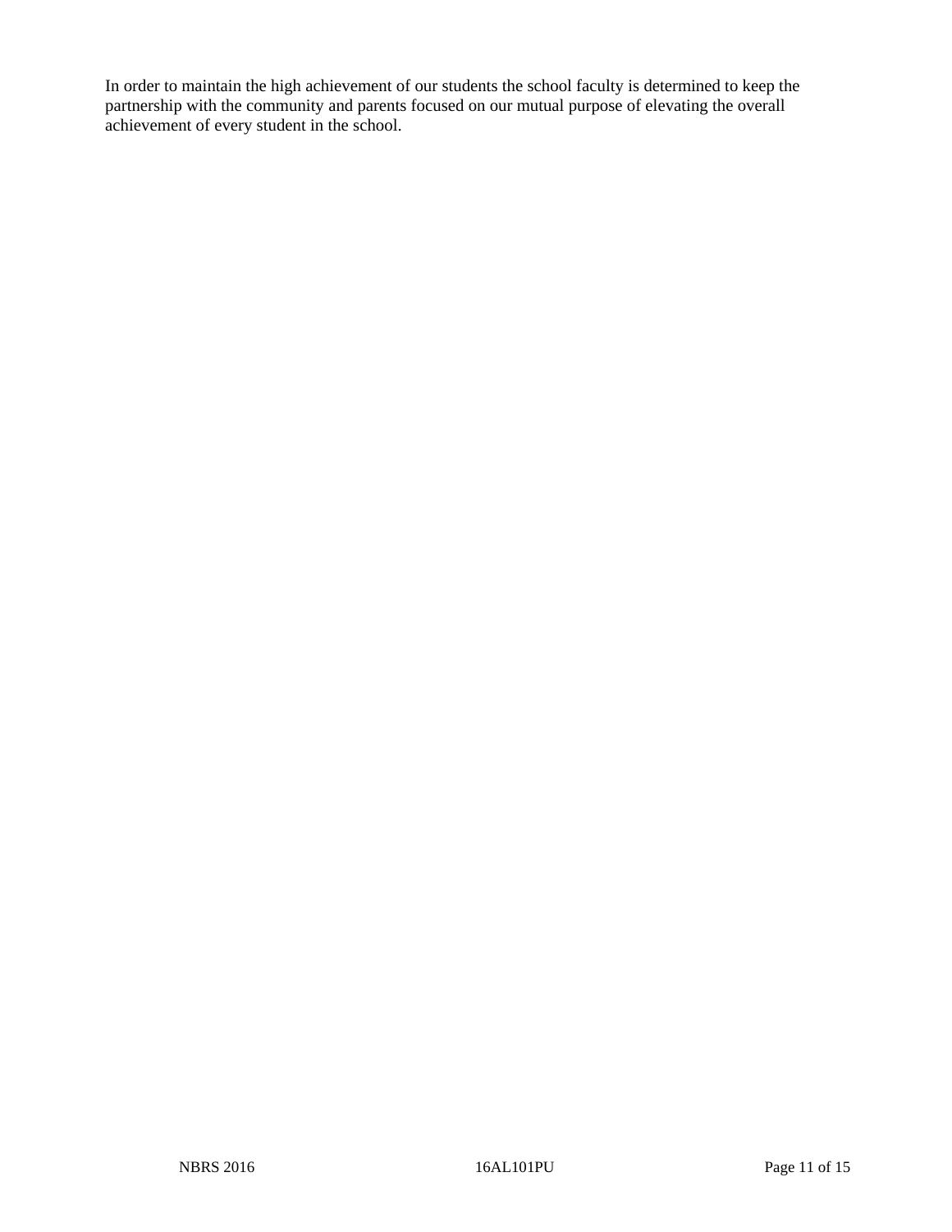In order to maintain the high achievement of our students the school faculty is determined to keep the partnership with the community and parents focused on our mutual purpose of elevating the overall achievement of every student in the school.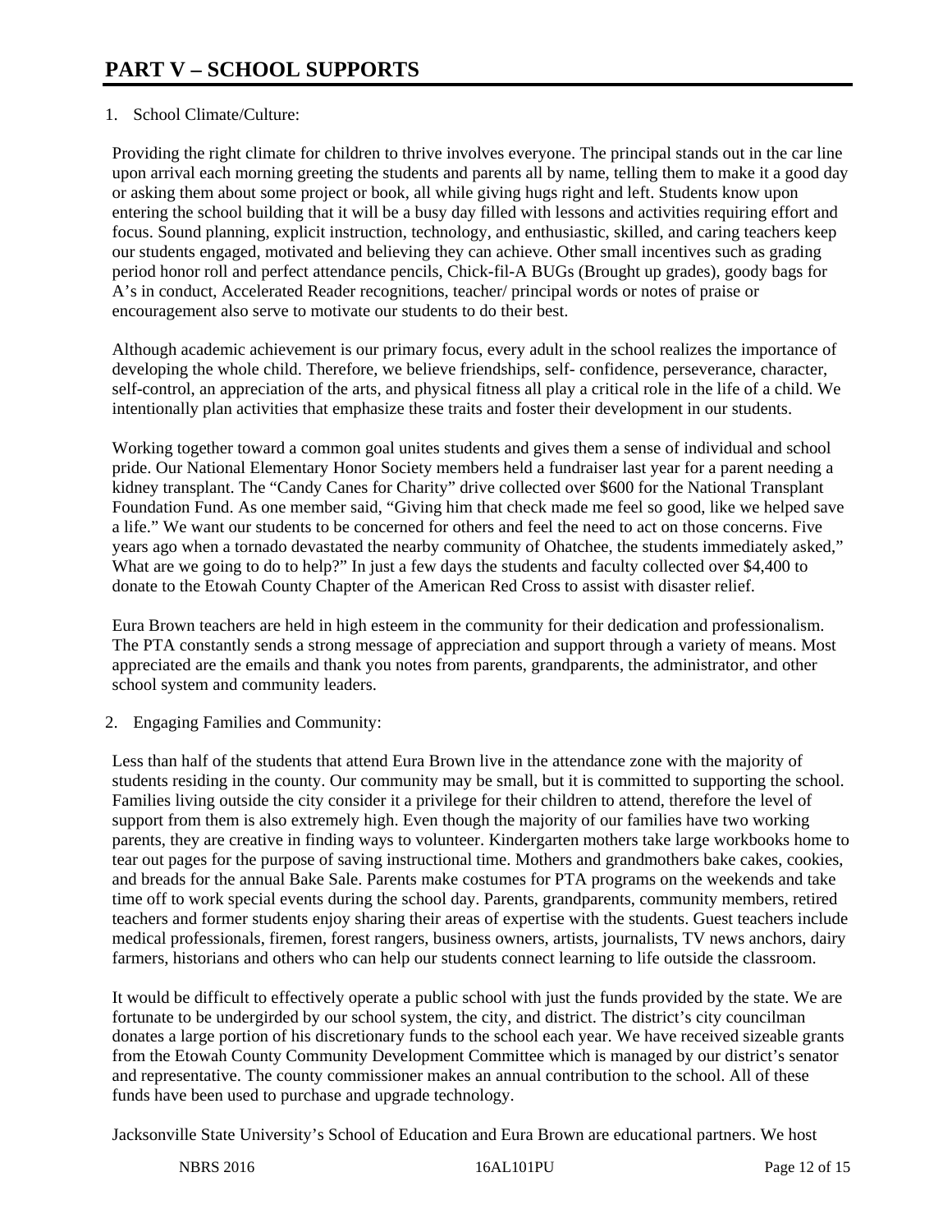# PART V – SCHOOL SUPPORTS

1. School Climate/Culture:

Providing the right climate for children to thrive involves everyone. The principal stands out in the car line upon arrival each morning greeting the students and parents all by name, telling them to make it a good day or asking them about some project or book, all while giving hugs right and left. Students know upon entering the school building that it will be a busy day filled with lessons and activities requiring effort and focus. Sound planning, explicit instruction, technology, and enthusiastic, skilled, and caring teachers keep our students engaged, motivated and believing they can achieve. Other small incentives such as grading period honor roll and perfect attendance pencils, Chick-fil-A BUGs (Brought up grades), goody bags for A's in conduct, Accelerated Reader recognitions, teacher/ principal words or notes of praise or encouragement also serve to motivate our students to do their best.

Although academic achievement is our primary focus, every adult in the school realizes the importance of developing the whole child. Therefore, we believe friendships, self- confidence, perseverance, character, self-control, an appreciation of the arts, and physical fitness all play a critical role in the life of a child. We intentionally plan activities that emphasize these traits and foster their development in our students.

Working together toward a common goal unites students and gives them a sense of individual and school pride. Our National Elementary Honor Society members held a fundraiser last year for a parent needing a kidney transplant. The "Candy Canes for Charity" drive collected over $600 for the National Transplant Foundation Fund. As one member said, "Giving him that check made me feel so good, like we helped save a life." We want our students to be concerned for others and feel the need to act on those concerns. Five years ago when a tornado devastated the nearby community of Ohatchee, the students immediately asked," What are we going to do to help?" In just a few days the students and faculty collected over $4,400 to donate to the Etowah County Chapter of the American Red Cross to assist with disaster relief.

Eura Brown teachers are held in high esteem in the community for their dedication and professionalism. The PTA constantly sends a strong message of appreciation and support through a variety of means. Most appreciated are the emails and thank you notes from parents, grandparents, the administrator, and other school system and community leaders.

2. Engaging Families and Community:

Less than half of the students that attend Eura Brown live in the attendance zone with the majority of students residing in the county. Our community may be small, but it is committed to supporting the school. Families living outside the city consider it a privilege for their children to attend, therefore the level of support from them is also extremely high. Even though the majority of our families have two working parents, they are creative in finding ways to volunteer. Kindergarten mothers take large workbooks home to tear out pages for the purpose of saving instructional time. Mothers and grandmothers bake cakes, cookies, and breads for the annual Bake Sale. Parents make costumes for PTA programs on the weekends and take time off to work special events during the school day. Parents, grandparents, community members, retired teachers and former students enjoy sharing their areas of expertise with the students. Guest teachers include medical professionals, firemen, forest rangers, business owners, artists, journalists, TV news anchors, dairy farmers, historians and others who can help our students connect learning to life outside the classroom.

It would be difficult to effectively operate a public school with just the funds provided by the state. We are fortunate to be undergirded by our school system, the city, and district. The district's city councilman donates a large portion of his discretionary funds to the school each year. We have received sizeable grants from the Etowah County Community Development Committee which is managed by our district's senator and representative. The county commissioner makes an annual contribution to the school. All of these funds have been used to purchase and upgrade technology.

Jacksonville State University's School of Education and Eura Brown are educational partners. We host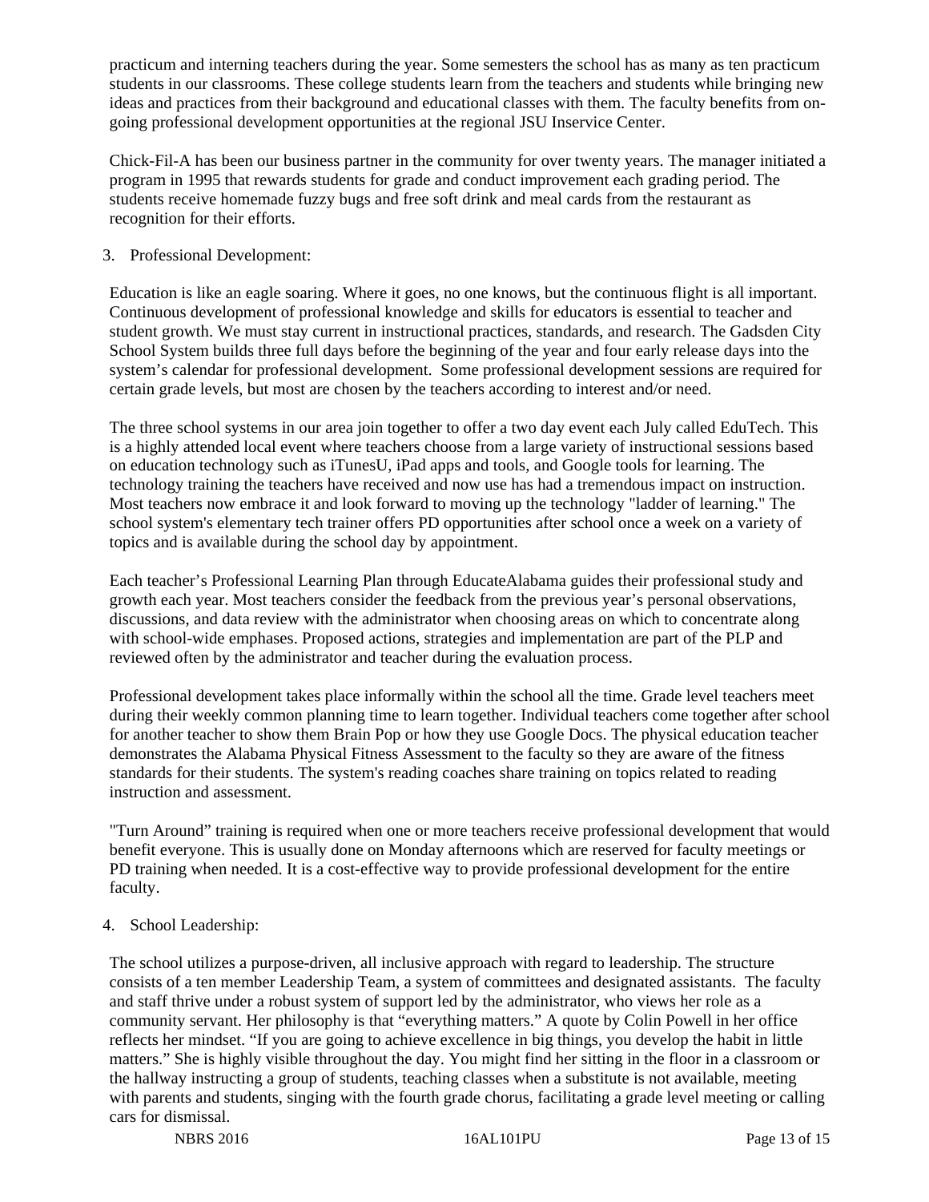practicum and interning teachers during the year. Some semesters the school has as many as ten practicum students in our classrooms. These college students learn from the teachers and students while bringing new ideas and practices from their background and educational classes with them. The faculty benefits from on-going professional development opportunities at the regional JSU Inservice Center.

Chick-Fil-A has been our business partner in the community for over twenty years. The manager initiated a program in 1995 that rewards students for grade and conduct improvement each grading period. The students receive homemade fuzzy bugs and free soft drink and meal cards from the restaurant as recognition for their efforts.

3. Professional Development:

Education is like an eagle soaring. Where it goes, no one knows, but the continuous flight is all important. Continuous development of professional knowledge and skills for educators is essential to teacher and student growth. We must stay current in instructional practices, standards, and research. The Gadsden City School System builds three full days before the beginning of the year and four early release days into the system's calendar for professional development. Some professional development sessions are required for certain grade levels, but most are chosen by the teachers according to interest and/or need.

The three school systems in our area join together to offer a two day event each July called EduTech. This is a highly attended local event where teachers choose from a large variety of instructional sessions based on education technology such as iTunesU, iPad apps and tools, and Google tools for learning. The technology training the teachers have received and now use has had a tremendous impact on instruction. Most teachers now embrace it and look forward to moving up the technology "ladder of learning." The school system's elementary tech trainer offers PD opportunities after school once a week on a variety of topics and is available during the school day by appointment.

Each teacher's Professional Learning Plan through EducateAlabama guides their professional study and growth each year. Most teachers consider the feedback from the previous year's personal observations, discussions, and data review with the administrator when choosing areas on which to concentrate along with school-wide emphases. Proposed actions, strategies and implementation are part of the PLP and reviewed often by the administrator and teacher during the evaluation process.

Professional development takes place informally within the school all the time. Grade level teachers meet during their weekly common planning time to learn together. Individual teachers come together after school for another teacher to show them Brain Pop or how they use Google Docs. The physical education teacher demonstrates the Alabama Physical Fitness Assessment to the faculty so they are aware of the fitness standards for their students. The system's reading coaches share training on topics related to reading instruction and assessment.

"Turn Around" training is required when one or more teachers receive professional development that would benefit everyone. This is usually done on Monday afternoons which are reserved for faculty meetings or PD training when needed. It is a cost-effective way to provide professional development for the entire faculty.

4. School Leadership:

The school utilizes a purpose-driven, all inclusive approach with regard to leadership. The structure consists of a ten member Leadership Team, a system of committees and designated assistants. The faculty and staff thrive under a robust system of support led by the administrator, who views her role as a community servant. Her philosophy is that "everything matters." A quote by Colin Powell in her office reflects her mindset. "If you are going to achieve excellence in big things, you develop the habit in little matters." She is highly visible throughout the day. You might find her sitting in the floor in a classroom or the hallway instructing a group of students, teaching classes when a substitute is not available, meeting with parents and students, singing with the fourth grade chorus, facilitating a grade level meeting or calling cars for dismissal.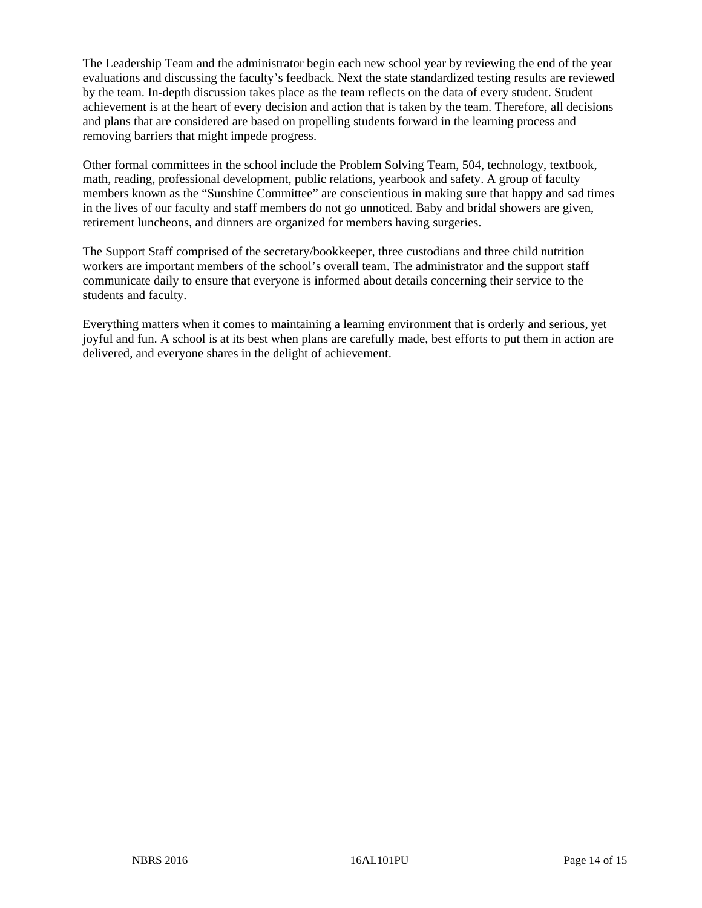The Leadership Team and the administrator begin each new school year by reviewing the end of the year evaluations and discussing the faculty's feedback. Next the state standardized testing results are reviewed by the team. In-depth discussion takes place as the team reflects on the data of every student. Student achievement is at the heart of every decision and action that is taken by the team. Therefore, all decisions and plans that are considered are based on propelling students forward in the learning process and removing barriers that might impede progress.

Other formal committees in the school include the Problem Solving Team, 504, technology, textbook, math, reading, professional development, public relations, yearbook and safety. A group of faculty members known as the "Sunshine Committee" are conscientious in making sure that happy and sad times in the lives of our faculty and staff members do not go unnoticed. Baby and bridal showers are given, retirement luncheons, and dinners are organized for members having surgeries.

The Support Staff comprised of the secretary/bookkeeper, three custodians and three child nutrition workers are important members of the school's overall team. The administrator and the support staff communicate daily to ensure that everyone is informed about details concerning their service to the students and faculty.

Everything matters when it comes to maintaining a learning environment that is orderly and serious, yet joyful and fun. A school is at its best when plans are carefully made, best efforts to put them in action are delivered, and everyone shares in the delight of achievement.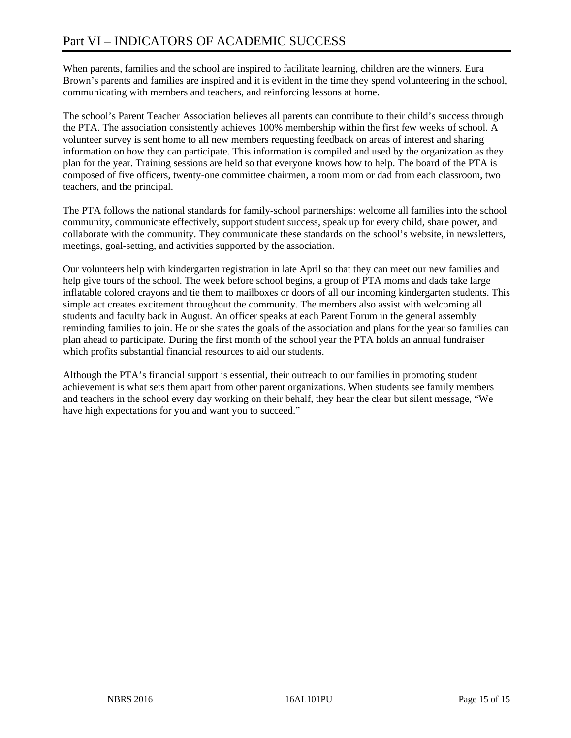# Part VI – INDICATORS OF ACADEMIC SUCCESS

When parents, families and the school are inspired to facilitate learning, children are the winners. Eura Brown's parents and families are inspired and it is evident in the time they spend volunteering in the school, communicating with members and teachers, and reinforcing lessons at home.

The school's Parent Teacher Association believes all parents can contribute to their child's success through the PTA. The association consistently achieves 100% membership within the first few weeks of school. A volunteer survey is sent home to all new members requesting feedback on areas of interest and sharing information on how they can participate. This information is compiled and used by the organization as they plan for the year. Training sessions are held so that everyone knows how to help. The board of the PTA is composed of five officers, twenty-one committee chairmen, a room mom or dad from each classroom, two teachers, and the principal.

The PTA follows the national standards for family-school partnerships: welcome all families into the school community, communicate effectively, support student success, speak up for every child, share power, and collaborate with the community. They communicate these standards on the school's website, in newsletters, meetings, goal-setting, and activities supported by the association.

Our volunteers help with kindergarten registration in late April so that they can meet our new families and help give tours of the school. The week before school begins, a group of PTA moms and dads take large inflatable colored crayons and tie them to mailboxes or doors of all our incoming kindergarten students. This simple act creates excitement throughout the community. The members also assist with welcoming all students and faculty back in August. An officer speaks at each Parent Forum in the general assembly reminding families to join. He or she states the goals of the association and plans for the year so families can plan ahead to participate. During the first month of the school year the PTA holds an annual fundraiser which profits substantial financial resources to aid our students.

Although the PTA's financial support is essential, their outreach to our families in promoting student achievement is what sets them apart from other parent organizations. When students see family members and teachers in the school every day working on their behalf, they hear the clear but silent message, "We have high expectations for you and want you to succeed."